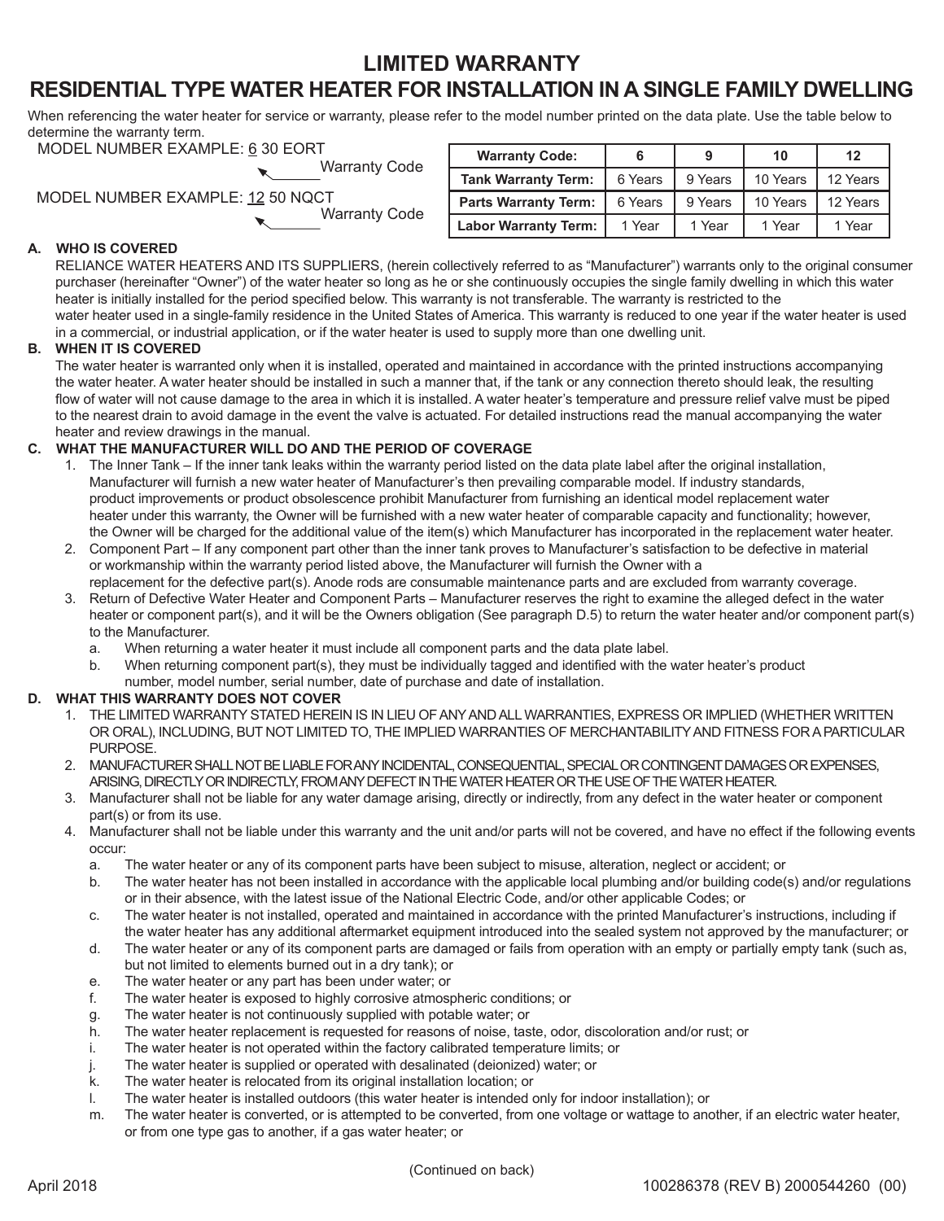# LIMITED WARRANTY

## RESIDENTIAL TYPE WATER HEATER FOR INSTALLATION IN A SINGLE FAMILY DWELLING

When referencing the water heater for service or warranty, please refer to the model number printed on the data plate. Use the table below to determine the warranty term.

MODEL NUMBER EXAMPLE: 6 30 EORT
(6 = Warranty Code)

MODEL NUMBER EXAMPLE: 12 50 NQCT
(12 = Warranty Code)

| Warranty Code: | 6 | 9 | 10 | 12 |
|---|---|---|---|---|
| Tank Warranty Term: | 6 Years | 9 Years | 10 Years | 12 Years |
| Parts Warranty Term: | 6 Years | 9 Years | 10 Years | 12 Years |
| Labor Warranty Term: | 1 Year | 1 Year | 1 Year | 1 Year |

**A. WHO IS COVERED**

RELIANCE WATER HEATERS AND ITS SUPPLIERS, (herein collectively referred to as "Manufacturer") warrants only to the original consumer purchaser (hereinafter "Owner") of the water heater so long as he or she continuously occupies the single family dwelling in which this water heater is initially installed for the period specified below. This warranty is not transferable. The warranty is restricted to the water heater used in a single-family residence in the United States of America. This warranty is reduced to one year if the water heater is used in a commercial, or industrial application, or if the water heater is used to supply more than one dwelling unit.

**B. WHEN IT IS COVERED**

The water heater is warranted only when it is installed, operated and maintained in accordance with the printed instructions accompanying the water heater. A water heater should be installed in such a manner that, if the tank or any connection thereto should leak, the resulting flow of water will not cause damage to the area in which it is installed. A water heater's temperature and pressure relief valve must be piped to the nearest drain to avoid damage in the event the valve is actuated. For detailed instructions read the manual accompanying the water heater and review drawings in the manual.

**C. WHAT THE MANUFACTURER WILL DO AND THE PERIOD OF COVERAGE**

1. The Inner Tank – If the inner tank leaks within the warranty period listed on the data plate label after the original installation, Manufacturer will furnish a new water heater of Manufacturer's then prevailing comparable model. If industry standards, product improvements or product obsolescence prohibit Manufacturer from furnishing an identical model replacement water heater under this warranty, the Owner will be furnished with a new water heater of comparable capacity and functionality; however, the Owner will be charged for the additional value of the item(s) which Manufacturer has incorporated in the replacement water heater.
2. Component Part – If any component part other than the inner tank proves to Manufacturer's satisfaction to be defective in material or workmanship within the warranty period listed above, the Manufacturer will furnish the Owner with a replacement for the defective part(s). Anode rods are consumable maintenance parts and are excluded from warranty coverage.
3. Return of Defective Water Heater and Component Parts – Manufacturer reserves the right to examine the alleged defect in the water heater or component part(s), and it will be the Owners obligation (See paragraph D.5) to return the water heater and/or component part(s) to the Manufacturer.
   a. When returning a water heater it must include all component parts and the data plate label.
   b. When returning component part(s), they must be individually tagged and identified with the water heater's product number, model number, serial number, date of purchase and date of installation.

**D. WHAT THIS WARRANTY DOES NOT COVER**

1. THE LIMITED WARRANTY STATED HEREIN IS IN LIEU OF ANY AND ALL WARRANTIES, EXPRESS OR IMPLIED (WHETHER WRITTEN OR ORAL), INCLUDING, BUT NOT LIMITED TO, THE IMPLIED WARRANTIES OF MERCHANTABILITY AND FITNESS FOR A PARTICULAR PURPOSE.
2. MANUFACTURER SHALL NOT BE LIABLE FOR ANY INCIDENTAL, CONSEQUENTIAL, SPECIAL OR CONTINGENT DAMAGES OR EXPENSES, ARISING, DIRECTLY OR INDIRECTLY, FROM ANY DEFECT IN THE WATER HEATER OR THE USE OF THE WATER HEATER.
3. Manufacturer shall not be liable for any water damage arising, directly or indirectly, from any defect in the water heater or component part(s) or from its use.
4. Manufacturer shall not be liable under this warranty and the unit and/or parts will not be covered, and have no effect if the following events occur:
   a. The water heater or any of its component parts have been subject to misuse, alteration, neglect or accident; or
   b. The water heater has not been installed in accordance with the applicable local plumbing and/or building code(s) and/or regulations or in their absence, with the latest issue of the National Electric Code, and/or other applicable Codes; or
   c. The water heater is not installed, operated and maintained in accordance with the printed Manufacturer's instructions, including if the water heater has any additional aftermarket equipment introduced into the sealed system not approved by the manufacturer; or
   d. The water heater or any of its component parts are damaged or fails from operation with an empty or partially empty tank (such as, but not limited to elements burned out in a dry tank); or
   e. The water heater or any part has been under water; or
   f. The water heater is exposed to highly corrosive atmospheric conditions; or
   g. The water heater is not continuously supplied with potable water; or
   h. The water heater replacement is requested for reasons of noise, taste, odor, discoloration and/or rust; or
   i. The water heater is not operated within the factory calibrated temperature limits; or
   j. The water heater is supplied or operated with desalinated (deionized) water; or
   k. The water heater is relocated from its original installation location; or
   l. The water heater is installed outdoors (this water heater is intended only for indoor installation); or
   m. The water heater is converted, or is attempted to be converted, from one voltage or wattage to another, if an electric water heater, or from one type gas to another, if a gas water heater; or

(Continued on back)

April 2018 100286378 (REV B) 2000544260 (00)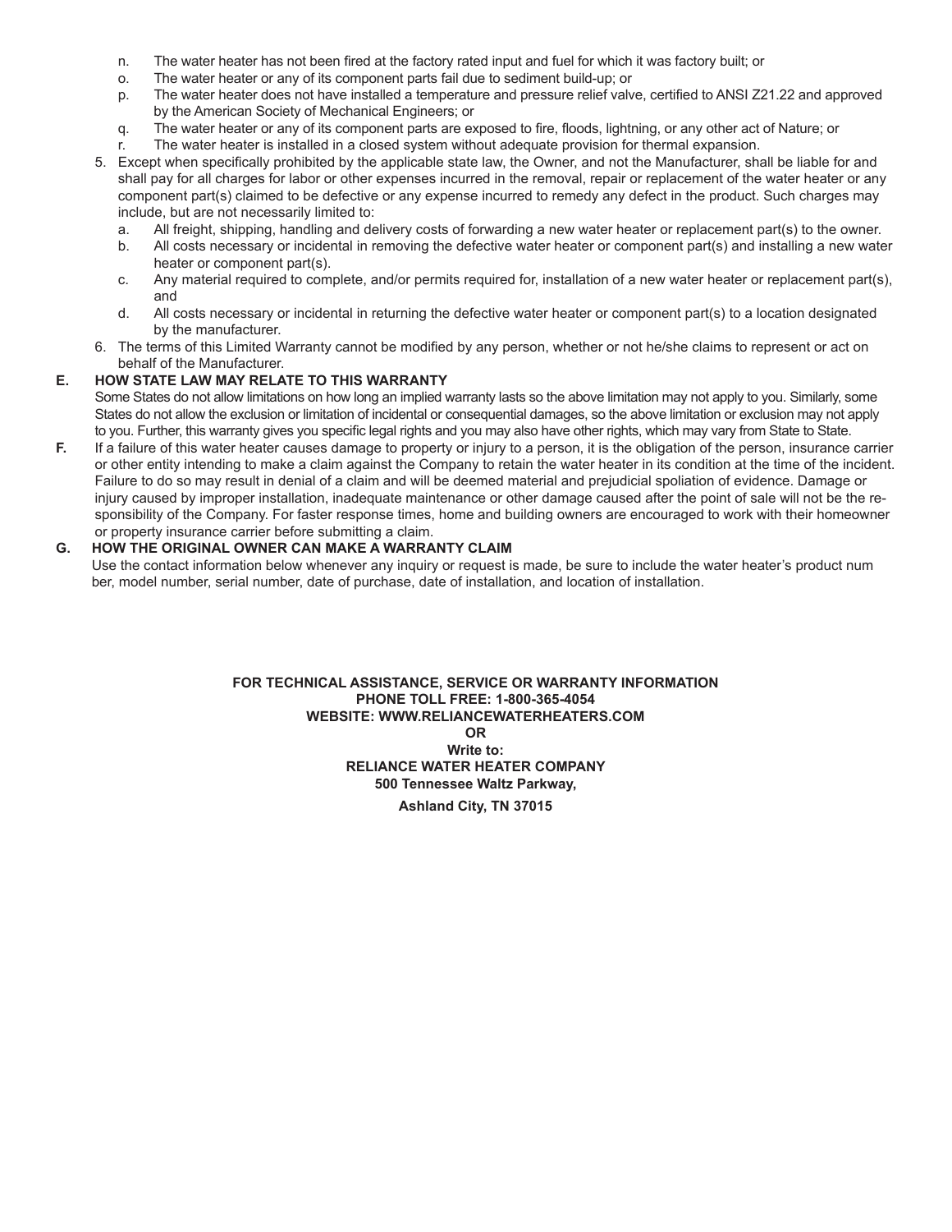n. The water heater has not been fired at the factory rated input and fuel for which it was factory built; or

o. The water heater or any of its component parts fail due to sediment build-up; or

p. The water heater does not have installed a temperature and pressure relief valve, certified to ANSI Z21.22 and approved by the American Society of Mechanical Engineers; or

q. The water heater or any of its component parts are exposed to fire, floods, lightning, or any other act of Nature; or

r. The water heater is installed in a closed system without adequate provision for thermal expansion.

5. Except when specifically prohibited by the applicable state law, the Owner, and not the Manufacturer, shall be liable for and shall pay for all charges for labor or other expenses incurred in the removal, repair or replacement of the water heater or any component part(s) claimed to be defective or any expense incurred to remedy any defect in the product. Such charges may include, but are not necessarily limited to:
   a. All freight, shipping, handling and delivery costs of forwarding a new water heater or replacement part(s) to the owner.
   b. All costs necessary or incidental in removing the defective water heater or component part(s) and installing a new water heater or component part(s).
   c. Any material required to complete, and/or permits required for, installation of a new water heater or replacement part(s), and
   d. All costs necessary or incidental in returning the defective water heater or component part(s) to a location designated by the manufacturer.
6. The terms of this Limited Warranty cannot be modified by any person, whether or not he/she claims to represent or act on behalf of the Manufacturer.

**E. HOW STATE LAW MAY RELATE TO THIS WARRANTY**

Some States do not allow limitations on how long an implied warranty lasts so the above limitation may not apply to you. Similarly, some States do not allow the exclusion or limitation of incidental or consequential damages, so the above limitation or exclusion may not apply to you. Further, this warranty gives you specific legal rights and you may also have other rights, which may vary from State to State.

**F.** If a failure of this water heater causes damage to property or injury to a person, it is the obligation of the person, insurance carrier or other entity intending to make a claim against the Company to retain the water heater in its condition at the time of the incident. Failure to do so may result in denial of a claim and will be deemed material and prejudicial spoliation of evidence. Damage or injury caused by improper installation, inadequate maintenance or other damage caused after the point of sale will not be the responsibility of the Company. For faster response times, home and building owners are encouraged to work with their homeowner or property insurance carrier before submitting a claim.

**G. HOW THE ORIGINAL OWNER CAN MAKE A WARRANTY CLAIM**

Use the contact information below whenever any inquiry or request is made, be sure to include the water heater's product number, model number, serial number, date of purchase, date of installation, and location of installation.

**FOR TECHNICAL ASSISTANCE, SERVICE OR WARRANTY INFORMATION**
**PHONE TOLL FREE: 1-800-365-4054**
**WEBSITE: WWW.RELIANCEWATERHEATERS.COM**
**OR**
**Write to:**
**RELIANCE WATER HEATER COMPANY**
**500 Tennessee Waltz Parkway,**
**Ashland City, TN 37015**